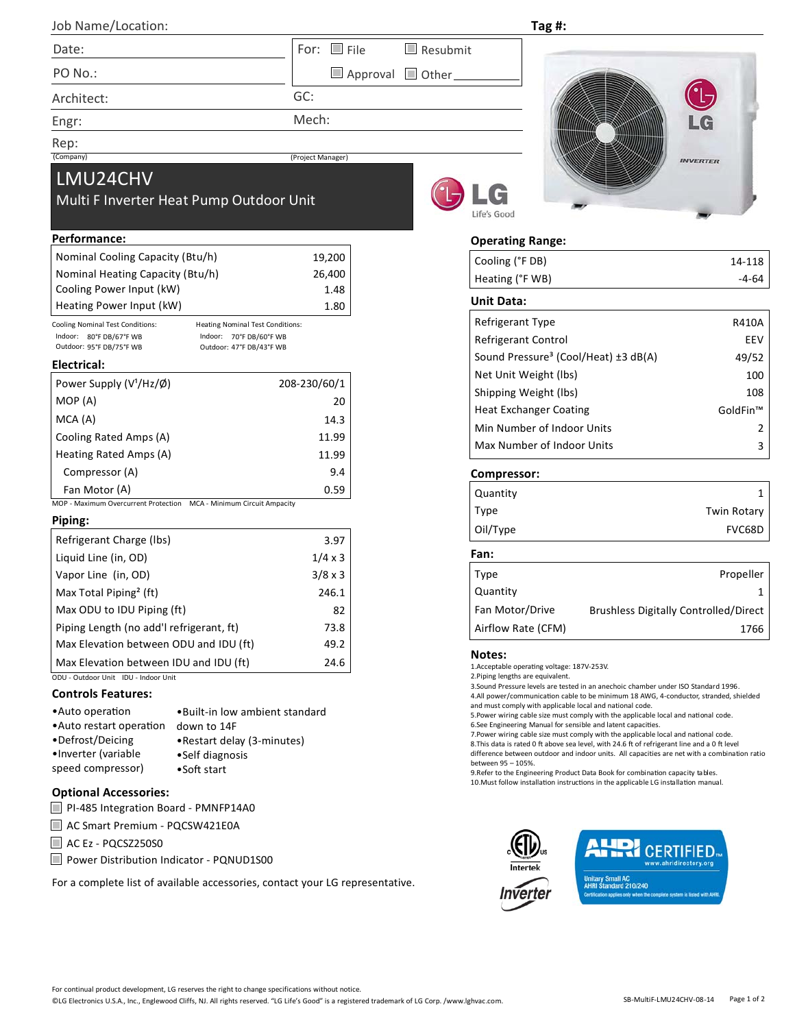Job Name/Location: 

Tag #:

| Date: | For: ☐ File ☐ Resubmit |
|---|---|
| PO No.: | ☐ Approval ☐ Other ___ |
| Architect: | GC: |
| Engr: | Mech: |
| Rep: (Company) | (Project Manager) |

# LMU24CHV

## Multi F Inverter Heat Pump Outdoor Unit

### Performance:

| | |
|---|---|
| Nominal Cooling Capacity (Btu/h) | 19,200 |
| Nominal Heating Capacity (Btu/h) | 26,400 |
| Cooling Power Input (kW) | 1.48 |
| Heating Power Input (kW) | 1.80 |

Cooling Nominal Test Conditions:
Indoor: 80°F DB/67°F WB
Outdoor: 95°F DB/75°F WB

Heating Nominal Test Conditions:
Indoor: 70°F DB/60°F WB
Outdoor: 47°F DB/43°F WB

### Electrical:

| | |
|---|---|
| Power Supply (V[1]/Hz/Ø) | 208-230/60/1 |
| MOP (A) | 20 |
| MCA (A) | 14.3 |
| Cooling Rated Amps (A) | 11.99 |
| Heating Rated Amps (A) | 11.99 |
| Compressor (A) | 9.4 |
| Fan Motor (A) | 0.59 |

MOP - Maximum Overcurrent Protection MCA - Minimum Circuit Ampacity

### Piping:

| | |
|---|---|
| Refrigerant Charge (lbs) | 3.97 |
| Liquid Line (in, OD) | 1/4 x 3 |
| Vapor Line (in, OD) | 3/8 x 3 |
| Max Total Piping[2] (ft) | 246.1 |
| Max ODU to IDU Piping (ft) | 82 |
| Piping Length (no add'l refrigerant, ft) | 73.8 |
| Max Elevation between ODU and IDU (ft) | 49.2 |
| Max Elevation between IDU and IDU (ft) | 24.6 |

ODU - Outdoor Unit IDU - Indoor Unit

### Controls Features:

- Auto operation
- Auto restart operation
- Defrost/Deicing
- Inverter (variable speed compressor)
- Built-in low ambient standard down to 14F
- Restart delay (3-minutes)
- Self diagnosis
- Soft start

### Optional Accessories:

- ☐ PI-485 Integration Board - PMNFP14A0
- ☐ AC Smart Premium - PQCSW421E0A
- ☐ AC Ez - PQCSZ250S0
- ☐ Power Distribution Indicator - PQNUD1S00

For a complete list of available accessories, contact your LG representative.

### Operating Range:

| | |
|---|---|
| Cooling (°F DB) | 14-118 |
| Heating (°F WB) | -4-64 |

### Unit Data:

| | |
|---|---|
| Refrigerant Type | R410A |
| Refrigerant Control | EEV |
| Sound Pressure[3] (Cool/Heat) ±3 dB(A) | 49/52 |
| Net Unit Weight (lbs) | 100 |
| Shipping Weight (lbs) | 108 |
| Heat Exchanger Coating | GoldFin™ |
| Min Number of Indoor Units | 2 |
| Max Number of Indoor Units | 3 |

### Compressor:

| | |
|---|---|
| Quantity | 1 |
| Type | Twin Rotary |
| Oil/Type | FVC68D |

### Fan:

| | |
|---|---|
| Type | Propeller |
| Quantity | 1 |
| Fan Motor/Drive | Brushless Digitally Controlled/Direct |
| Airflow Rate (CFM) | 1766 |

### Notes:

1. Acceptable operating voltage: 187V-253V.
2. Piping lengths are equivalent.
3. Sound Pressure levels are tested in an anechoic chamber under ISO Standard 1996.
4. All power/communication cable to be minimum 18 AWG, 4-conductor, stranded, shielded and must comply with applicable local and national code.
5. Power wiring cable size must comply with the applicable local and national code.
6. See Engineering Manual for sensible and latent capacities.
7. Power wiring cable size must comply with the applicable local and national code.
8. This data is rated 0 ft above sea level, with 24.6 ft of refrigerant line and a 0 ft level difference between outdoor and indoor units. All capacities are net with a combination ratio between 95 – 105%.
9. Refer to the Engineering Product Data Book for combination capacity tables.
10. Must follow installation instructions in the applicable LG installation manual.

For continual product development, LG reserves the right to change specifications without notice.
©LG Electronics U.S.A., Inc., Englewood Cliffs, NJ. All rights reserved. "LG Life's Good" is a registered trademark of LG Corp. /www.lghvac.com.

SB-MultiF-LMU24CHV-08-14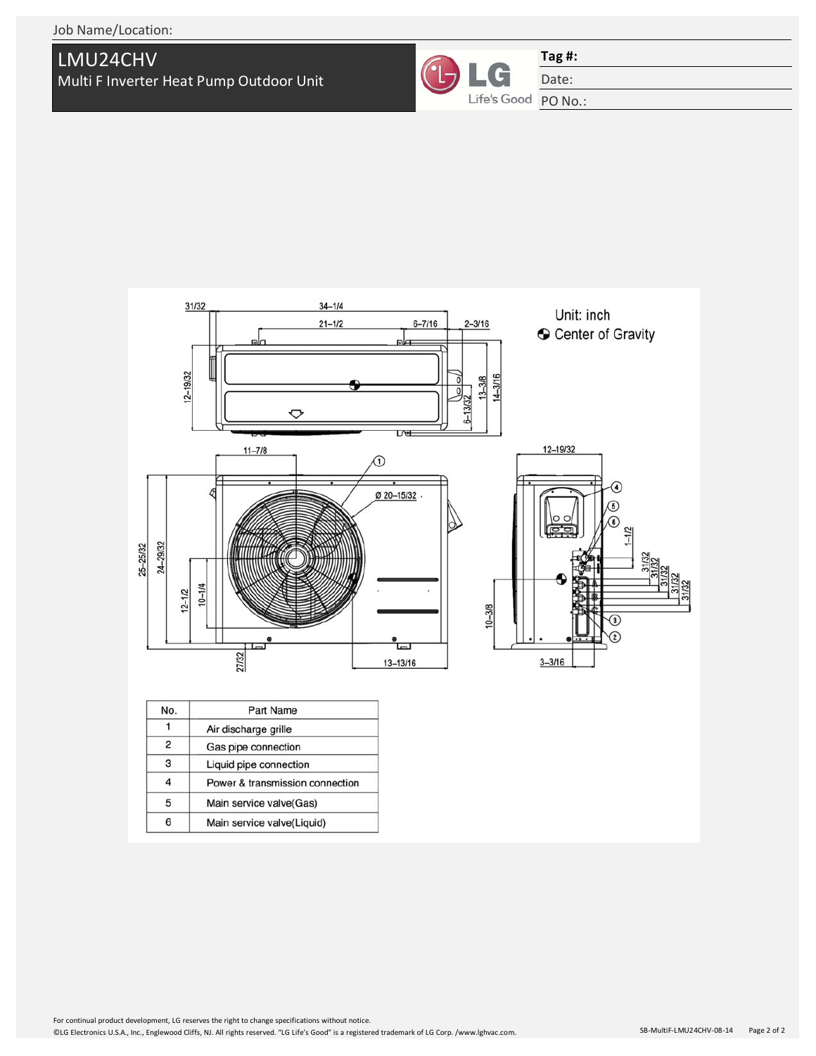Job Name/Location:

# LMU24CHV
Multi F Inverter Heat Pump Outdoor Unit

**Tag #:**

Date:

PO No.:

Unit: inch

Center of Gravity

31/32
34-1/4
21-1/2
6-7/16
2-3/16
12-19/32
13-3/8
14-3/16
6-13/32
11-7/8
Ø 20-15/32
25-25/32
24-29/32
12-1/2
10-1/4
27/32
13-13/16
12-19/32
1-1/2
31/32
31/32
31/32
31/32
31/32
10-3/8
3-3/16

| No. | Part Name |
|---|---|
| 1 | Air discharge grille |
| 2 | Gas pipe connection |
| 3 | Liquid pipe connection |
| 4 | Power & transmission connection |
| 5 | Main service valve(Gas) |
| 6 | Main service valve(Liquid) |

For continual product development, LG reserves the right to change specifications without notice.
©LG Electronics U.S.A., Inc., Englewood Cliffs, NJ. All rights reserved. "LG Life's Good" is a registered trademark of LG Corp. /www.lghvac.com.

SB-MultiF-LMU24CHV-08-14